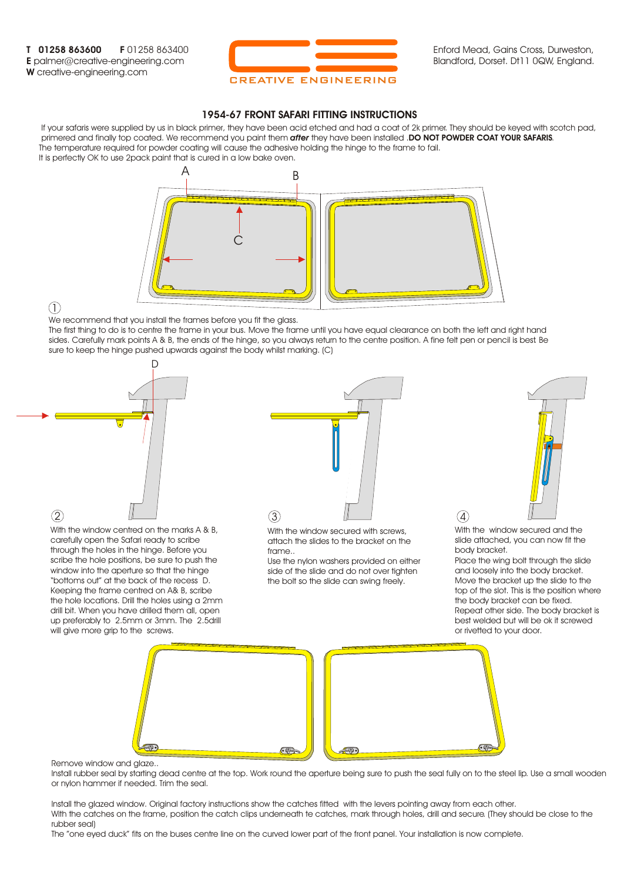**T 01258 863600** **F** 01258 863400
**E** palmer@creative-engineering.com
**W** creative-engineering.com

CREATIVE ENGINEERING

Enford Mead, Gains Cross, Durweston,
Blandford, Dorset. Dt11 0QW, England.

## 1954-67 FRONT SAFARI FITTING INSTRUCTIONS

If your safaris were supplied by us in black primer, they have been acid etched and had a coat of 2k primer. They should be keyed with scotch pad, primered and finally top coated. We recommend you paint them ***after*** they have been installed .**DO NOT POWDER COAT YOUR SAFARIS**.
The temperature required for powder coating will cause the adhesive holding the hinge to the frame to fail.
It is perfectly OK to use 2pack paint that is cured in a low bake oven.

A B C

1

We recommend that you install the frames before you fit the glass.
The first thing to do is to centre the frame in your bus. Move the frame until you have equal clearance on both the left and right hand sides. Carefully mark points A & B, the ends of the hinge, so you always return to the centre position. A fine felt pen or pencil is best. Be sure to keep the hinge pushed upwards against the body whilst marking. (C)

D

2

With the window centred on the marks A & B, carefully open the Safari ready to scribe through the holes in the hinge. Before you scribe the hole positions, be sure to push the window into the aperture so that the hinge "bottoms out" at the back of the recess D. Keeping the frame centred on A& B, scribe the hole locations. Drill the holes using a 2mm drill bit. When you have drilled them all, open up preferably to 2.5mm or 3mm. The 2.5drill will give more grip to the screws.

3

With the window secured with screws, attach the slides to the bracket on the frame..
Use the nylon washers provided on either side of the slide and do not over tighten the bolt so the slide can swing freely.

4

With the window secured and the slide attached, you can now fit the body bracket.
Place the wing bolt through the slide and loosely into the body bracket.
Move the bracket up the slide to the top of the slot. This is the position where the body bracket can be fixed.
Repeat other side. The body bracket is best welded but will be ok it screwed or rivetted to your door.

Remove window and glaze..
Install rubber seal by starting dead centre at the top. Work round the aperture being sure to push the seal fully on to the steel lip. Use a small wooden or nylon hammer if needed. Trim the seal.

Install the glazed window. Original factory instructions show the catches fitted with the levers pointing away from each other.
With the catches on the frame, position the catch clips underneath te catches, mark through holes, drill and secure. (They should be close to the rubber seal)
The "one eyed duck" fits on the buses centre line on the curved lower part of the front panel. Your installation is now complete.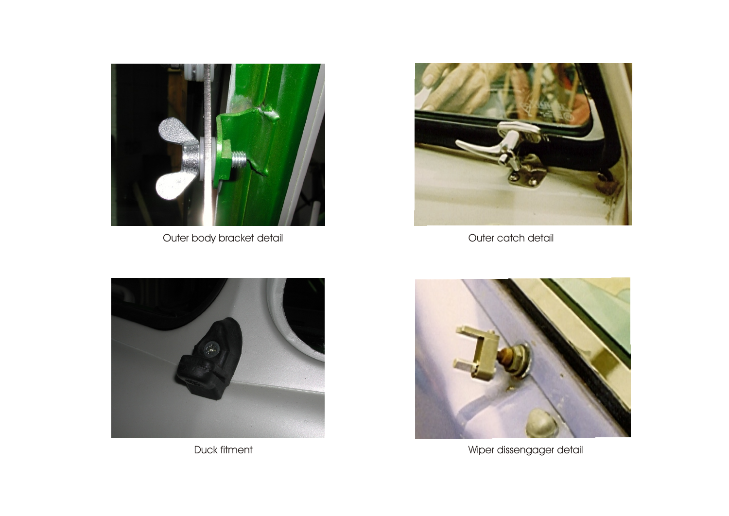Outer body bracket detail

Outer catch detail

Duck fitment

Wiper dissengager detail